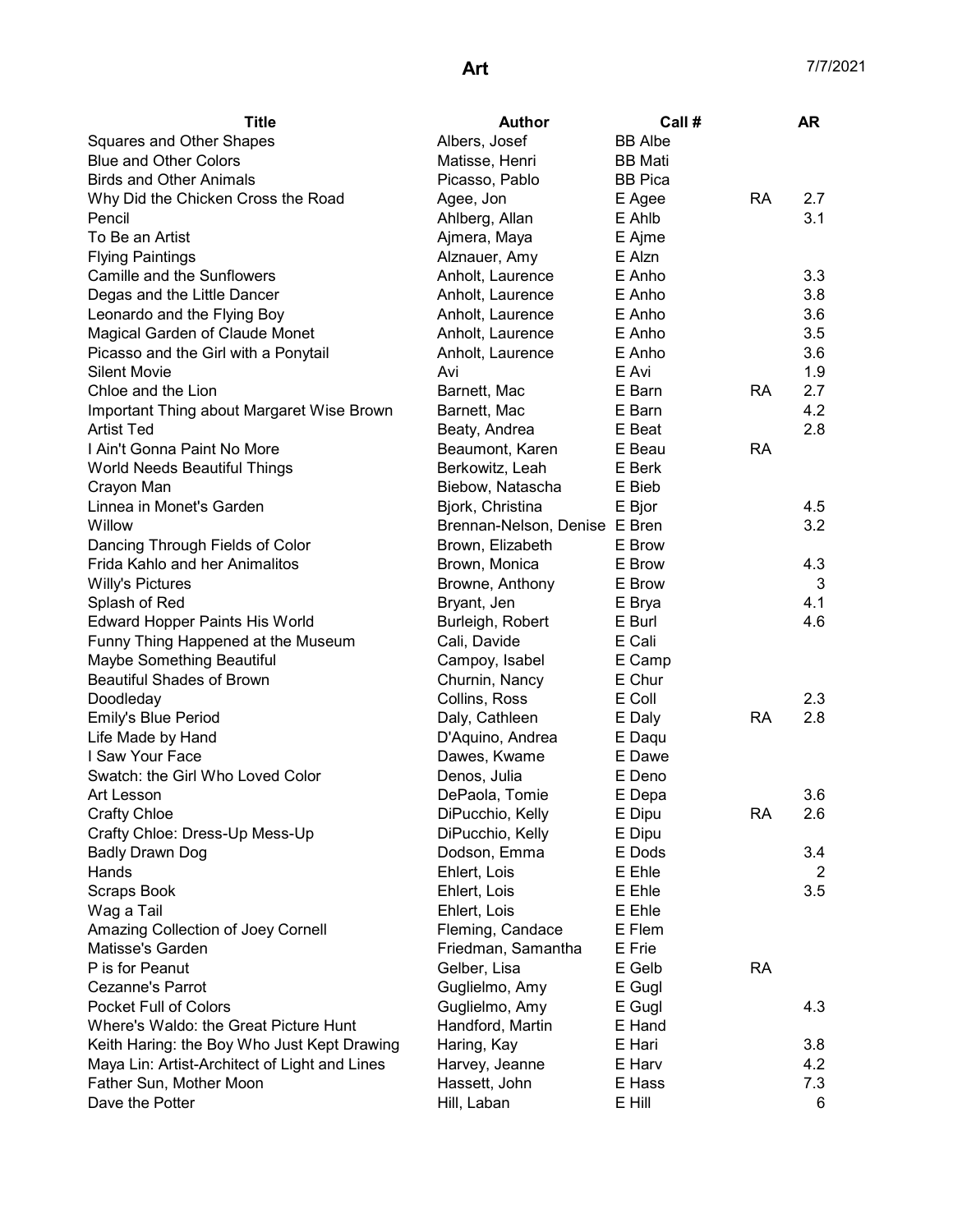# Art

7/7/2021

| Title | Author | Call # | | AR |
|---|---|---|---|---|
| Squares and Other Shapes | Albers, Josef | BB Albe | | |
| Blue and Other Colors | Matisse, Henri | BB Mati | | |
| Birds and Other Animals | Picasso, Pablo | BB Pica | | |
| Why Did the Chicken Cross the Road | Agee, Jon | E Agee | RA | 2.7 |
| Pencil | Ahlberg, Allan | E Ahlb | | 3.1 |
| To Be an Artist | Ajmera, Maya | E Ajme | | |
| Flying Paintings | Alznauer, Amy | E Alzn | | |
| Camille and the Sunflowers | Anholt, Laurence | E Anho | | 3.3 |
| Degas and the Little Dancer | Anholt, Laurence | E Anho | | 3.8 |
| Leonardo and the Flying Boy | Anholt, Laurence | E Anho | | 3.6 |
| Magical Garden of Claude Monet | Anholt, Laurence | E Anho | | 3.5 |
| Picasso and the Girl with a Ponytail | Anholt, Laurence | E Anho | | 3.6 |
| Silent Movie | Avi | E Avi | | 1.9 |
| Chloe and the Lion | Barnett, Mac | E Barn | RA | 2.7 |
| Important Thing about Margaret Wise Brown | Barnett, Mac | E Barn | | 4.2 |
| Artist Ted | Beaty, Andrea | E Beat | | 2.8 |
| I Ain't Gonna Paint No More | Beaumont, Karen | E Beau | RA | |
| World Needs Beautiful Things | Berkowitz, Leah | E Berk | | |
| Crayon Man | Biebow, Natascha | E Bieb | | |
| Linnea in Monet's Garden | Bjork, Christina | E Bjor | | 4.5 |
| Willow | Brennan-Nelson, Denise | E Bren | | 3.2 |
| Dancing Through Fields of Color | Brown, Elizabeth | E Brow | | |
| Frida Kahlo and her Animalitos | Brown, Monica | E Brow | | 4.3 |
| Willy's Pictures | Browne, Anthony | E Brow | | 3 |
| Splash of Red | Bryant, Jen | E Brya | | 4.1 |
| Edward Hopper Paints His World | Burleigh, Robert | E Burl | | 4.6 |
| Funny Thing Happened at the Museum | Cali, Davide | E Cali | | |
| Maybe Something Beautiful | Campoy, Isabel | E Camp | | |
| Beautiful Shades of Brown | Churnin, Nancy | E Chur | | |
| Doodleday | Collins, Ross | E Coll | | 2.3 |
| Emily's Blue Period | Daly, Cathleen | E Daly | RA | 2.8 |
| Life Made by Hand | D'Aquino, Andrea | E Daqu | | |
| I Saw Your Face | Dawes, Kwame | E Dawe | | |
| Swatch: the Girl Who Loved Color | Denos, Julia | E Deno | | |
| Art Lesson | DePaola, Tomie | E Depa | | 3.6 |
| Crafty Chloe | DiPucchio, Kelly | E Dipu | RA | 2.6 |
| Crafty Chloe: Dress-Up Mess-Up | DiPucchio, Kelly | E Dipu | | |
| Badly Drawn Dog | Dodson, Emma | E Dods | | 3.4 |
| Hands | Ehlert, Lois | E Ehle | | 2 |
| Scraps Book | Ehlert, Lois | E Ehle | | 3.5 |
| Wag a Tail | Ehlert, Lois | E Ehle | | |
| Amazing Collection of Joey Cornell | Fleming, Candace | E Flem | | |
| Matisse's Garden | Friedman, Samantha | E Frie | | |
| P is for Peanut | Gelber, Lisa | E Gelb | RA | |
| Cezanne's Parrot | Guglielmo, Amy | E Gugl | | |
| Pocket Full of Colors | Guglielmo, Amy | E Gugl | | 4.3 |
| Where's Waldo: the Great Picture Hunt | Handford, Martin | E Hand | | |
| Keith Haring: the Boy Who Just Kept Drawing | Haring, Kay | E Hari | | 3.8 |
| Maya Lin: Artist-Architect of Light and Lines | Harvey, Jeanne | E Harv | | 4.2 |
| Father Sun, Mother Moon | Hassett, John | E Hass | | 7.3 |
| Dave the Potter | Hill, Laban | E Hill | | 6 |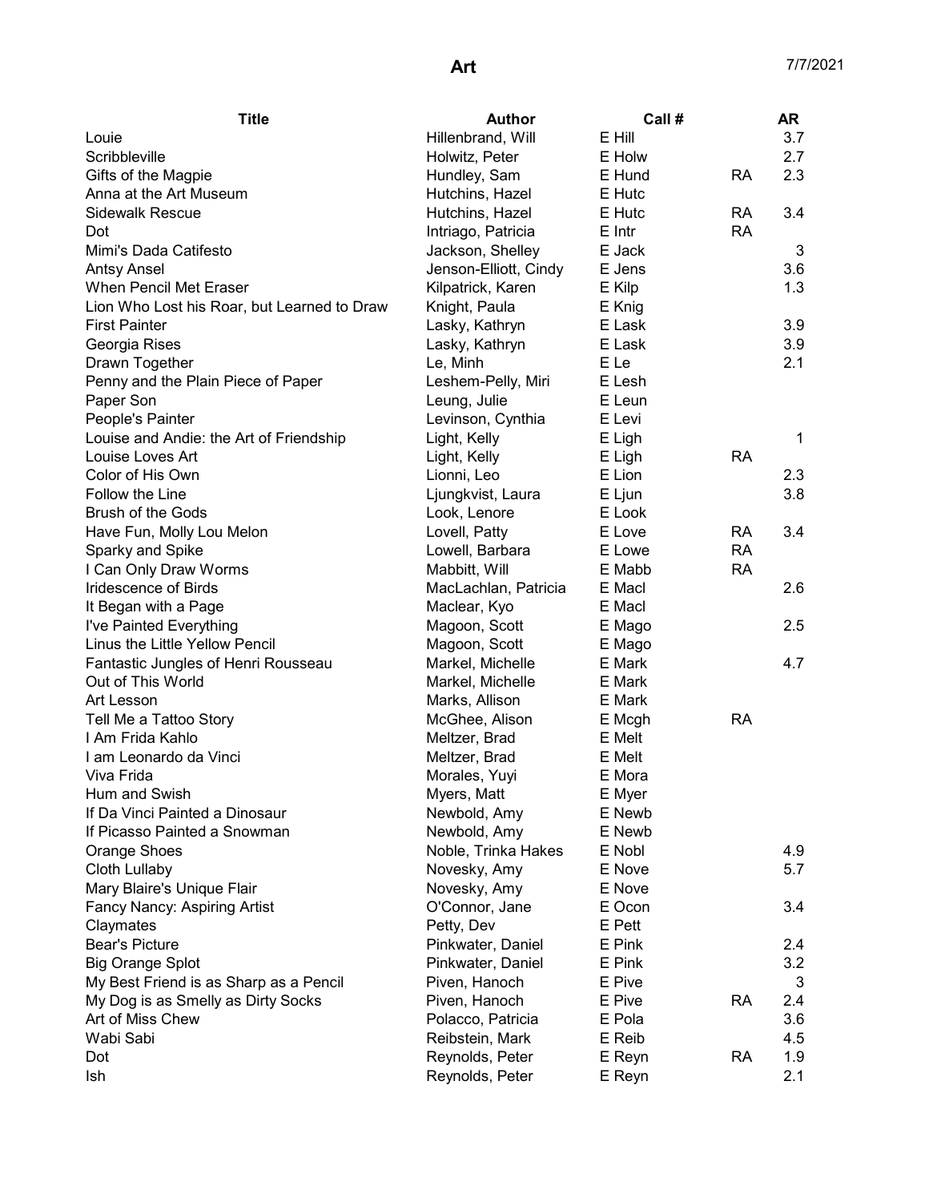# Art

7/7/2021

| Title | Author | Call # | | AR |
|---|---|---|---|---|
| Louie | Hillenbrand, Will | E Hill | | 3.7 |
| Scribbleville | Holwitz, Peter | E Holw | | 2.7 |
| Gifts of the Magpie | Hundley, Sam | E Hund | RA | 2.3 |
| Anna at the Art Museum | Hutchins, Hazel | E Hutc | | |
| Sidewalk Rescue | Hutchins, Hazel | E Hutc | RA | 3.4 |
| Dot | Intriago, Patricia | E Intr | RA | |
| Mimi's Dada Catifesto | Jackson, Shelley | E Jack | | 3 |
| Antsy Ansel | Jenson-Elliott, Cindy | E Jens | | 3.6 |
| When Pencil Met Eraser | Kilpatrick, Karen | E Kilp | | 1.3 |
| Lion Who Lost his Roar, but Learned to Draw | Knight, Paula | E Knig | | |
| First Painter | Lasky, Kathryn | E Lask | | 3.9 |
| Georgia Rises | Lasky, Kathryn | E Lask | | 3.9 |
| Drawn Together | Le, Minh | E Le | | 2.1 |
| Penny and the Plain Piece of Paper | Leshem-Pelly, Miri | E Lesh | | |
| Paper Son | Leung, Julie | E Leun | | |
| People's Painter | Levinson, Cynthia | E Levi | | |
| Louise and Andie: the Art of Friendship | Light, Kelly | E Ligh | | 1 |
| Louise Loves Art | Light, Kelly | E Ligh | RA | |
| Color of His Own | Lionni, Leo | E Lion | | 2.3 |
| Follow the Line | Ljungkvist, Laura | E Ljun | | 3.8 |
| Brush of the Gods | Look, Lenore | E Look | | |
| Have Fun, Molly Lou Melon | Lovell, Patty | E Love | RA | 3.4 |
| Sparky and Spike | Lowell, Barbara | E Lowe | RA | |
| I Can Only Draw Worms | Mabbitt, Will | E Mabb | RA | |
| Iridescence of Birds | MacLachlan, Patricia | E Macl | | 2.6 |
| It Began with a Page | Maclear, Kyo | E Macl | | |
| I've Painted Everything | Magoon, Scott | E Mago | | 2.5 |
| Linus the Little Yellow Pencil | Magoon, Scott | E Mago | | |
| Fantastic Jungles of Henri Rousseau | Markel, Michelle | E Mark | | 4.7 |
| Out of This World | Markel, Michelle | E Mark | | |
| Art Lesson | Marks, Allison | E Mark | | |
| Tell Me a Tattoo Story | McGhee, Alison | E Mcgh | RA | |
| I Am Frida Kahlo | Meltzer, Brad | E Melt | | |
| I am Leonardo da Vinci | Meltzer, Brad | E Melt | | |
| Viva Frida | Morales, Yuyi | E Mora | | |
| Hum and Swish | Myers, Matt | E Myer | | |
| If Da Vinci Painted a Dinosaur | Newbold, Amy | E Newb | | |
| If Picasso Painted a Snowman | Newbold, Amy | E Newb | | |
| Orange Shoes | Noble, Trinka Hakes | E Nobl | | 4.9 |
| Cloth Lullaby | Novesky, Amy | E Nove | | 5.7 |
| Mary Blaire's Unique Flair | Novesky, Amy | E Nove | | |
| Fancy Nancy: Aspiring Artist | O'Connor, Jane | E Ocon | | 3.4 |
| Claymates | Petty, Dev | E Pett | | |
| Bear's Picture | Pinkwater, Daniel | E Pink | | 2.4 |
| Big Orange Splot | Pinkwater, Daniel | E Pink | | 3.2 |
| My Best Friend is as Sharp as a Pencil | Piven, Hanoch | E Pive | | 3 |
| My Dog is as Smelly as Dirty Socks | Piven, Hanoch | E Pive | RA | 2.4 |
| Art of Miss Chew | Polacco, Patricia | E Pola | | 3.6 |
| Wabi Sabi | Reibstein, Mark | E Reib | | 4.5 |
| Dot | Reynolds, Peter | E Reyn | RA | 1.9 |
| Ish | Reynolds, Peter | E Reyn | | 2.1 |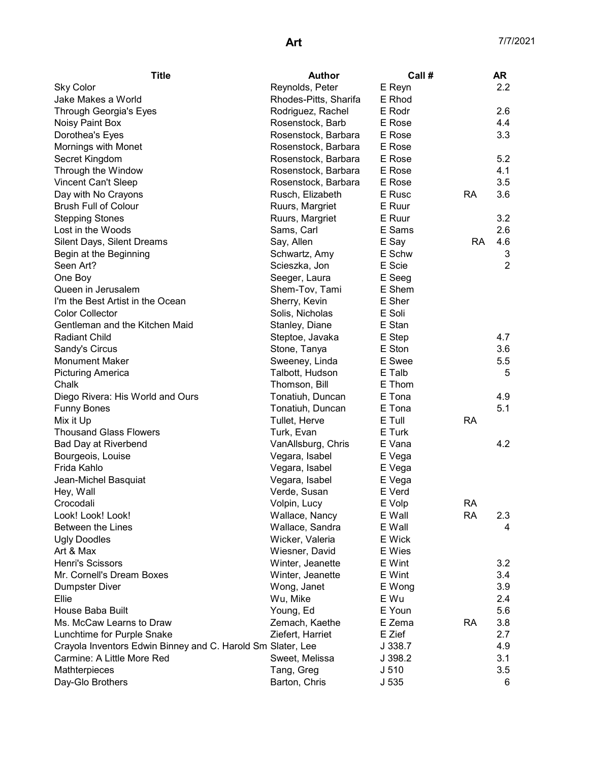# Art

7/7/2021

| Title | Author | Call # | | AR |
|---|---|---|---|---|
| Sky Color | Reynolds, Peter | E Reyn | | 2.2 |
| Jake Makes a World | Rhodes-Pitts, Sharifa | E Rhod | | |
| Through Georgia's Eyes | Rodriguez, Rachel | E Rodr | | 2.6 |
| Noisy Paint Box | Rosenstock, Barb | E Rose | | 4.4 |
| Dorothea's Eyes | Rosenstock, Barbara | E Rose | | 3.3 |
| Mornings with Monet | Rosenstock, Barbara | E Rose | | |
| Secret Kingdom | Rosenstock, Barbara | E Rose | | 5.2 |
| Through the Window | Rosenstock, Barbara | E Rose | | 4.1 |
| Vincent Can't Sleep | Rosenstock, Barbara | E Rose | | 3.5 |
| Day with No Crayons | Rusch, Elizabeth | E Rusc | RA | 3.6 |
| Brush Full of Colour | Ruurs, Margriet | E Ruur | | |
| Stepping Stones | Ruurs, Margriet | E Ruur | | 3.2 |
| Lost in the Woods | Sams, Carl | E Sams | | 2.6 |
| Silent Days, Silent Dreams | Say, Allen | E Say | RA | 4.6 |
| Begin at the Beginning | Schwartz, Amy | E Schw | | 3 |
| Seen Art? | Scieszka, Jon | E Scie | | 2 |
| One Boy | Seeger, Laura | E Seeg | | |
| Queen in Jerusalem | Shem-Tov, Tami | E Shem | | |
| I'm the Best Artist in the Ocean | Sherry, Kevin | E Sher | | |
| Color Collector | Solis, Nicholas | E Soli | | |
| Gentleman and the Kitchen Maid | Stanley, Diane | E Stan | | |
| Radiant Child | Steptoe, Javaka | E Step | | 4.7 |
| Sandy's Circus | Stone, Tanya | E Ston | | 3.6 |
| Monument Maker | Sweeney, Linda | E Swee | | 5.5 |
| Picturing America | Talbott, Hudson | E Talb | | 5 |
| Chalk | Thomson, Bill | E Thom | | |
| Diego Rivera: His World and Ours | Tonatiuh, Duncan | E Tona | | 4.9 |
| Funny Bones | Tonatiuh, Duncan | E Tona | | 5.1 |
| Mix it Up | Tullet, Herve | E Tull | RA | |
| Thousand Glass Flowers | Turk, Evan | E Turk | | |
| Bad Day at Riverbend | VanAllsburg, Chris | E Vana | | 4.2 |
| Bourgeois, Louise | Vegara, Isabel | E Vega | | |
| Frida Kahlo | Vegara, Isabel | E Vega | | |
| Jean-Michel Basquiat | Vegara, Isabel | E Vega | | |
| Hey, Wall | Verde, Susan | E Verd | | |
| Crocodali | Volpin, Lucy | E Volp | RA | |
| Look! Look! Look! | Wallace, Nancy | E Wall | RA | 2.3 |
| Between the Lines | Wallace, Sandra | E Wall | | 4 |
| Ugly Doodles | Wicker, Valeria | E Wick | | |
| Art & Max | Wiesner, David | E Wies | | |
| Henri's Scissors | Winter, Jeanette | E Wint | | 3.2 |
| Mr. Cornell's Dream Boxes | Winter, Jeanette | E Wint | | 3.4 |
| Dumpster Diver | Wong, Janet | E Wong | | 3.9 |
| Ellie | Wu, Mike | E Wu | | 2.4 |
| House Baba Built | Young, Ed | E Youn | | 5.6 |
| Ms. McCaw Learns to Draw | Zemach, Kaethe | E Zema | RA | 3.8 |
| Lunchtime for Purple Snake | Ziefert, Harriet | E Zief | | 2.7 |
| Crayola Inventors Edwin Binney and C. Harold Sm | Slater, Lee | J 338.7 | | 4.9 |
| Carmine: A Little More Red | Sweet, Melissa | J 398.2 | | 3.1 |
| Mathterpieces | Tang, Greg | J 510 | | 3.5 |
| Day-Glo Brothers | Barton, Chris | J 535 | | 6 |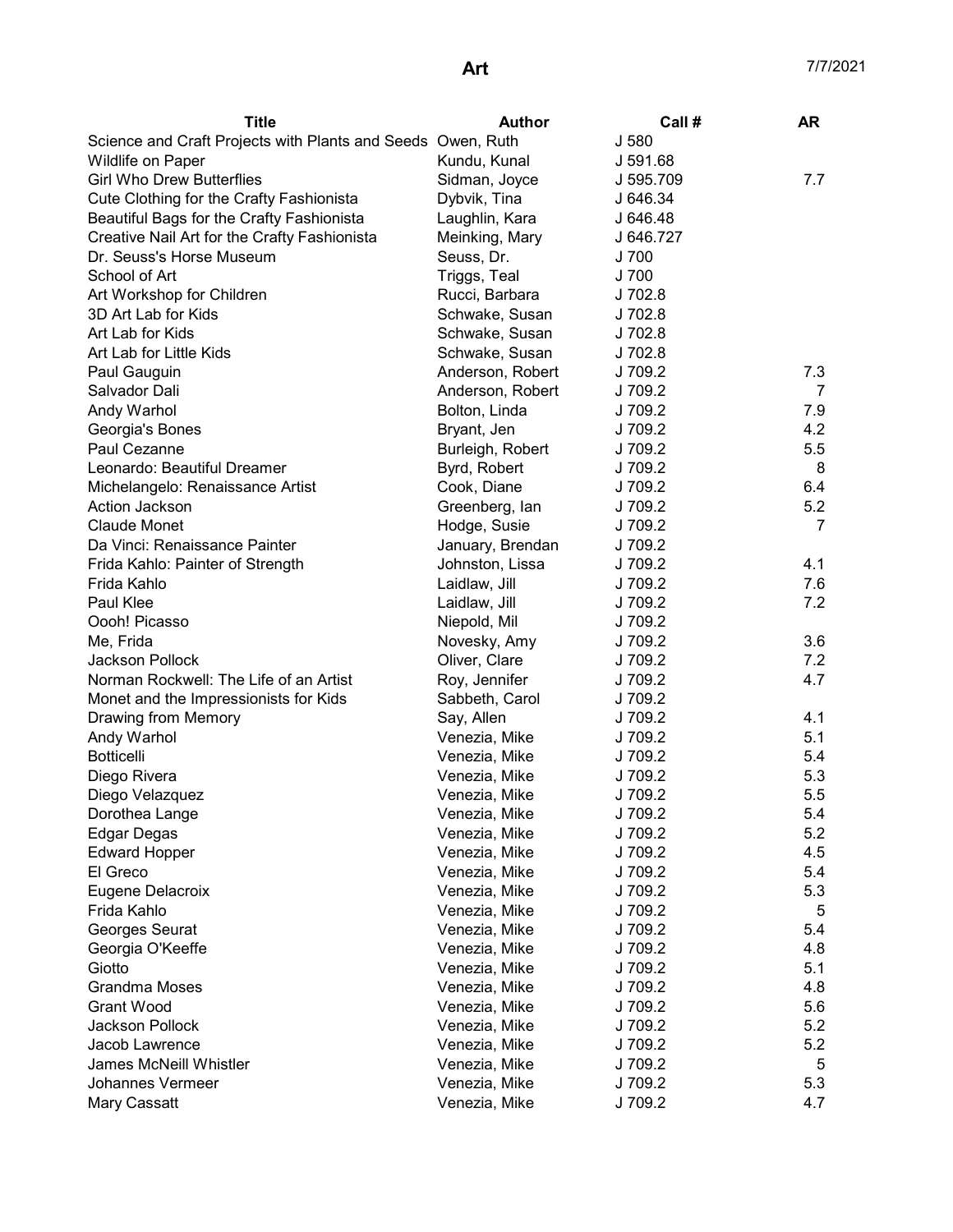# Art

7/7/2021

| Title | Author | Call # | AR |
| --- | --- | --- | --- |
| Science and Craft Projects with Plants and Seeds | Owen, Ruth | J 580 | |
| Wildlife on Paper | Kundu, Kunal | J 591.68 | |
| Girl Who Drew Butterflies | Sidman, Joyce | J 595.709 | 7.7 |
| Cute Clothing for the Crafty Fashionista | Dybvik, Tina | J 646.34 | |
| Beautiful Bags for the Crafty Fashionista | Laughlin, Kara | J 646.48 | |
| Creative Nail Art for the Crafty Fashionista | Meinking, Mary | J 646.727 | |
| Dr. Seuss's Horse Museum | Seuss, Dr. | J 700 | |
| School of Art | Triggs, Teal | J 700 | |
| Art Workshop for Children | Rucci, Barbara | J 702.8 | |
| 3D Art Lab for Kids | Schwake, Susan | J 702.8 | |
| Art Lab for Kids | Schwake, Susan | J 702.8 | |
| Art Lab for Little Kids | Schwake, Susan | J 702.8 | |
| Paul Gauguin | Anderson, Robert | J 709.2 | 7.3 |
| Salvador Dali | Anderson, Robert | J 709.2 | 7 |
| Andy Warhol | Bolton, Linda | J 709.2 | 7.9 |
| Georgia's Bones | Bryant, Jen | J 709.2 | 4.2 |
| Paul Cezanne | Burleigh, Robert | J 709.2 | 5.5 |
| Leonardo: Beautiful Dreamer | Byrd, Robert | J 709.2 | 8 |
| Michelangelo: Renaissance Artist | Cook, Diane | J 709.2 | 6.4 |
| Action Jackson | Greenberg, Ian | J 709.2 | 5.2 |
| Claude Monet | Hodge, Susie | J 709.2 | 7 |
| Da Vinci: Renaissance Painter | January, Brendan | J 709.2 | |
| Frida Kahlo: Painter of Strength | Johnston, Lissa | J 709.2 | 4.1 |
| Frida Kahlo | Laidlaw, Jill | J 709.2 | 7.6 |
| Paul Klee | Laidlaw, Jill | J 709.2 | 7.2 |
| Oooh! Picasso | Niepold, Mil | J 709.2 | |
| Me, Frida | Novesky, Amy | J 709.2 | 3.6 |
| Jackson Pollock | Oliver, Clare | J 709.2 | 7.2 |
| Norman Rockwell: The Life of an Artist | Roy, Jennifer | J 709.2 | 4.7 |
| Monet and the Impressionists for Kids | Sabbeth, Carol | J 709.2 | |
| Drawing from Memory | Say, Allen | J 709.2 | 4.1 |
| Andy Warhol | Venezia, Mike | J 709.2 | 5.1 |
| Botticelli | Venezia, Mike | J 709.2 | 5.4 |
| Diego Rivera | Venezia, Mike | J 709.2 | 5.3 |
| Diego Velazquez | Venezia, Mike | J 709.2 | 5.5 |
| Dorothea Lange | Venezia, Mike | J 709.2 | 5.4 |
| Edgar Degas | Venezia, Mike | J 709.2 | 5.2 |
| Edward Hopper | Venezia, Mike | J 709.2 | 4.5 |
| El Greco | Venezia, Mike | J 709.2 | 5.4 |
| Eugene Delacroix | Venezia, Mike | J 709.2 | 5.3 |
| Frida Kahlo | Venezia, Mike | J 709.2 | 5 |
| Georges Seurat | Venezia, Mike | J 709.2 | 5.4 |
| Georgia O'Keeffe | Venezia, Mike | J 709.2 | 4.8 |
| Giotto | Venezia, Mike | J 709.2 | 5.1 |
| Grandma Moses | Venezia, Mike | J 709.2 | 4.8 |
| Grant Wood | Venezia, Mike | J 709.2 | 5.6 |
| Jackson Pollock | Venezia, Mike | J 709.2 | 5.2 |
| Jacob Lawrence | Venezia, Mike | J 709.2 | 5.2 |
| James McNeill Whistler | Venezia, Mike | J 709.2 | 5 |
| Johannes Vermeer | Venezia, Mike | J 709.2 | 5.3 |
| Mary Cassatt | Venezia, Mike | J 709.2 | 4.7 |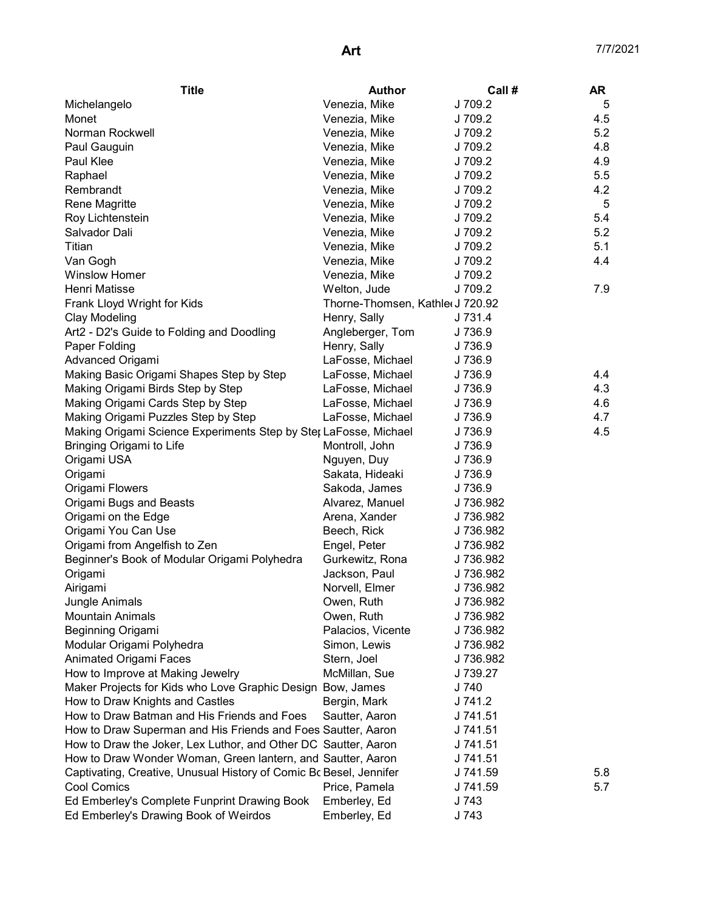| Title | Author | Call # | AR |
|---|---|---|---|
| Michelangelo | Venezia, Mike | J 709.2 | 5 |
| Monet | Venezia, Mike | J 709.2 | 4.5 |
| Norman Rockwell | Venezia, Mike | J 709.2 | 5.2 |
| Paul Gauguin | Venezia, Mike | J 709.2 | 4.8 |
| Paul Klee | Venezia, Mike | J 709.2 | 4.9 |
| Raphael | Venezia, Mike | J 709.2 | 5.5 |
| Rembrandt | Venezia, Mike | J 709.2 | 4.2 |
| Rene Magritte | Venezia, Mike | J 709.2 | 5 |
| Roy Lichtenstein | Venezia, Mike | J 709.2 | 5.4 |
| Salvador Dali | Venezia, Mike | J 709.2 | 5.2 |
| Titian | Venezia, Mike | J 709.2 | 5.1 |
| Van Gogh | Venezia, Mike | J 709.2 | 4.4 |
| Winslow Homer | Venezia, Mike | J 709.2 | |
| Henri Matisse | Welton, Jude | J 709.2 | 7.9 |
| Frank Lloyd Wright for Kids | Thorne-Thomsen, Kathle | J 720.92 | |
| Clay Modeling | Henry, Sally | J 731.4 | |
| Art2 - D2's Guide to Folding and Doodling | Angleberger, Tom | J 736.9 | |
| Paper Folding | Henry, Sally | J 736.9 | |
| Advanced Origami | LaFosse, Michael | J 736.9 | |
| Making Basic Origami Shapes Step by Step | LaFosse, Michael | J 736.9 | 4.4 |
| Making Origami Birds Step by Step | LaFosse, Michael | J 736.9 | 4.3 |
| Making Origami Cards Step by Step | LaFosse, Michael | J 736.9 | 4.6 |
| Making Origami Puzzles Step by Step | LaFosse, Michael | J 736.9 | 4.7 |
| Making Origami Science Experiments Step by Step | LaFosse, Michael | J 736.9 | 4.5 |
| Bringing Origami to Life | Montroll, John | J 736.9 | |
| Origami USA | Nguyen, Duy | J 736.9 | |
| Origami | Sakata, Hideaki | J 736.9 | |
| Origami Flowers | Sakoda, James | J 736.9 | |
| Origami Bugs and Beasts | Alvarez, Manuel | J 736.982 | |
| Origami on the Edge | Arena, Xander | J 736.982 | |
| Origami You Can Use | Beech, Rick | J 736.982 | |
| Origami from Angelfish to Zen | Engel, Peter | J 736.982 | |
| Beginner's Book of Modular Origami Polyhedra | Gurkewitz, Rona | J 736.982 | |
| Origami | Jackson, Paul | J 736.982 | |
| Airigami | Norvell, Elmer | J 736.982 | |
| Jungle Animals | Owen, Ruth | J 736.982 | |
| Mountain Animals | Owen, Ruth | J 736.982 | |
| Beginning Origami | Palacios, Vicente | J 736.982 | |
| Modular Origami Polyhedra | Simon, Lewis | J 736.982 | |
| Animated Origami Faces | Stern, Joel | J 736.982 | |
| How to Improve at Making Jewelry | McMillan, Sue | J 739.27 | |
| Maker Projects for Kids who Love Graphic Design | Bow, James | J 740 | |
| How to Draw Knights and Castles | Bergin, Mark | J 741.2 | |
| How to Draw Batman and His Friends and Foes | Sautter, Aaron | J 741.51 | |
| How to Draw Superman and His Friends and Foes | Sautter, Aaron | J 741.51 | |
| How to Draw the Joker, Lex Luthor, and Other DC | Sautter, Aaron | J 741.51 | |
| How to Draw Wonder Woman, Green lantern, and | Sautter, Aaron | J 741.51 | |
| Captivating, Creative, Unusual History of Comic Bo | Besel, Jennifer | J 741.59 | 5.8 |
| Cool Comics | Price, Pamela | J 741.59 | 5.7 |
| Ed Emberley's Complete Funprint Drawing Book | Emberley, Ed | J 743 | |
| Ed Emberley's Drawing Book of Weirdos | Emberley, Ed | J 743 | |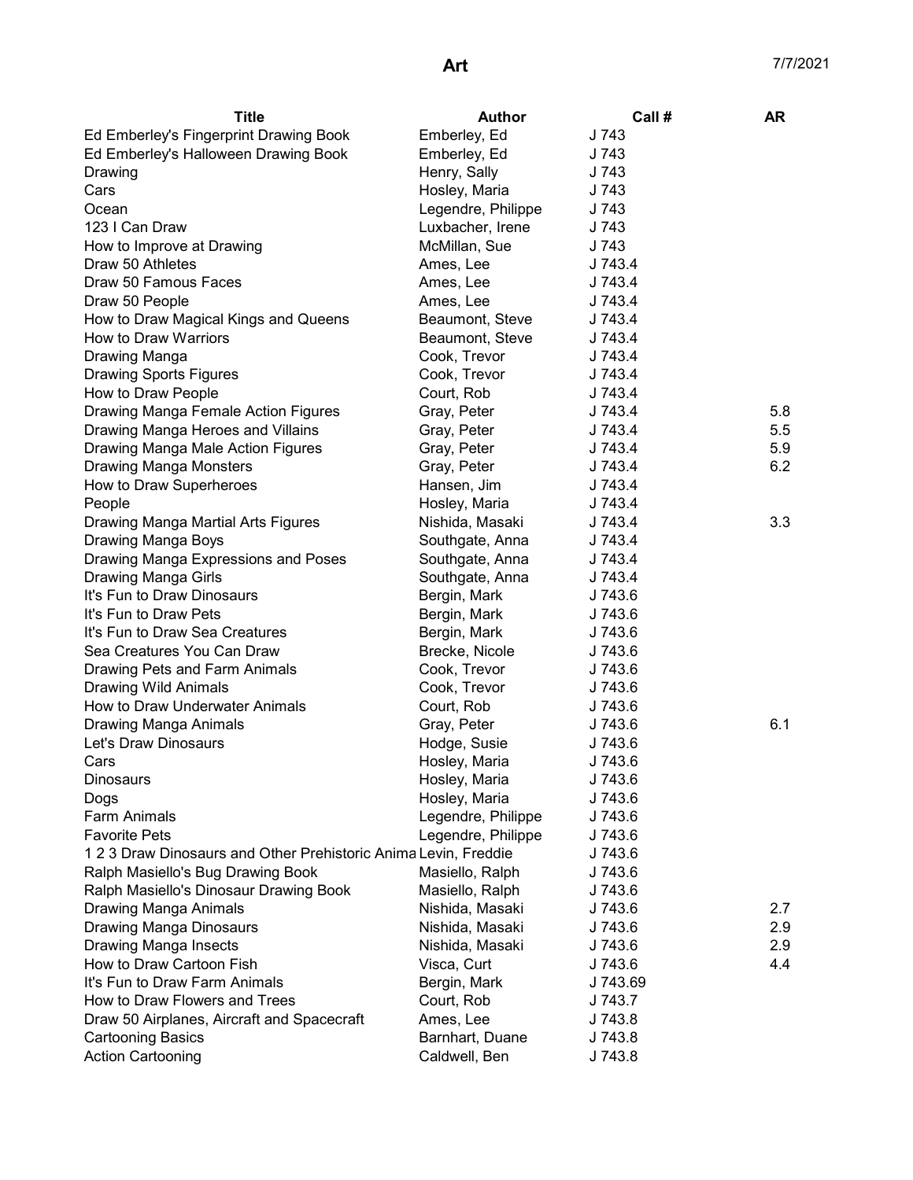# Art

7/7/2021

| Title | Author | Call # | AR |
|---|---|---|---|
| Ed Emberley's Fingerprint Drawing Book | Emberley, Ed | J 743 | |
| Ed Emberley's Halloween Drawing Book | Emberley, Ed | J 743 | |
| Drawing | Henry, Sally | J 743 | |
| Cars | Hosley, Maria | J 743 | |
| Ocean | Legendre, Philippe | J 743 | |
| 123 I Can Draw | Luxbacher, Irene | J 743 | |
| How to Improve at Drawing | McMillan, Sue | J 743 | |
| Draw 50 Athletes | Ames, Lee | J 743.4 | |
| Draw 50 Famous Faces | Ames, Lee | J 743.4 | |
| Draw 50 People | Ames, Lee | J 743.4 | |
| How to Draw Magical Kings and Queens | Beaumont, Steve | J 743.4 | |
| How to Draw Warriors | Beaumont, Steve | J 743.4 | |
| Drawing Manga | Cook, Trevor | J 743.4 | |
| Drawing Sports Figures | Cook, Trevor | J 743.4 | |
| How to Draw People | Court, Rob | J 743.4 | |
| Drawing Manga Female Action Figures | Gray, Peter | J 743.4 | 5.8 |
| Drawing Manga Heroes and Villains | Gray, Peter | J 743.4 | 5.5 |
| Drawing Manga Male Action Figures | Gray, Peter | J 743.4 | 5.9 |
| Drawing Manga Monsters | Gray, Peter | J 743.4 | 6.2 |
| How to Draw Superheroes | Hansen, Jim | J 743.4 | |
| People | Hosley, Maria | J 743.4 | |
| Drawing Manga Martial Arts Figures | Nishida, Masaki | J 743.4 | 3.3 |
| Drawing Manga Boys | Southgate, Anna | J 743.4 | |
| Drawing Manga Expressions and Poses | Southgate, Anna | J 743.4 | |
| Drawing Manga Girls | Southgate, Anna | J 743.4 | |
| It's Fun to Draw Dinosaurs | Bergin, Mark | J 743.6 | |
| It's Fun to Draw Pets | Bergin, Mark | J 743.6 | |
| It's Fun to Draw Sea Creatures | Bergin, Mark | J 743.6 | |
| Sea Creatures You Can Draw | Brecke, Nicole | J 743.6 | |
| Drawing Pets and Farm Animals | Cook, Trevor | J 743.6 | |
| Drawing Wild Animals | Cook, Trevor | J 743.6 | |
| How to Draw Underwater Animals | Court, Rob | J 743.6 | |
| Drawing Manga Animals | Gray, Peter | J 743.6 | 6.1 |
| Let's Draw Dinosaurs | Hodge, Susie | J 743.6 | |
| Cars | Hosley, Maria | J 743.6 | |
| Dinosaurs | Hosley, Maria | J 743.6 | |
| Dogs | Hosley, Maria | J 743.6 | |
| Farm Animals | Legendre, Philippe | J 743.6 | |
| Favorite Pets | Legendre, Philippe | J 743.6 | |
| 1 2 3 Draw Dinosaurs and Other Prehistoric Anima | Levin, Freddie | J 743.6 | |
| Ralph Masiello's Bug Drawing Book | Masiello, Ralph | J 743.6 | |
| Ralph Masiello's Dinosaur Drawing Book | Masiello, Ralph | J 743.6 | |
| Drawing Manga Animals | Nishida, Masaki | J 743.6 | 2.7 |
| Drawing Manga Dinosaurs | Nishida, Masaki | J 743.6 | 2.9 |
| Drawing Manga Insects | Nishida, Masaki | J 743.6 | 2.9 |
| How to Draw Cartoon Fish | Visca, Curt | J 743.6 | 4.4 |
| It's Fun to Draw Farm Animals | Bergin, Mark | J 743.69 | |
| How to Draw Flowers and Trees | Court, Rob | J 743.7 | |
| Draw 50 Airplanes, Aircraft and Spacecraft | Ames, Lee | J 743.8 | |
| Cartooning Basics | Barnhart, Duane | J 743.8 | |
| Action Cartooning | Caldwell, Ben | J 743.8 | |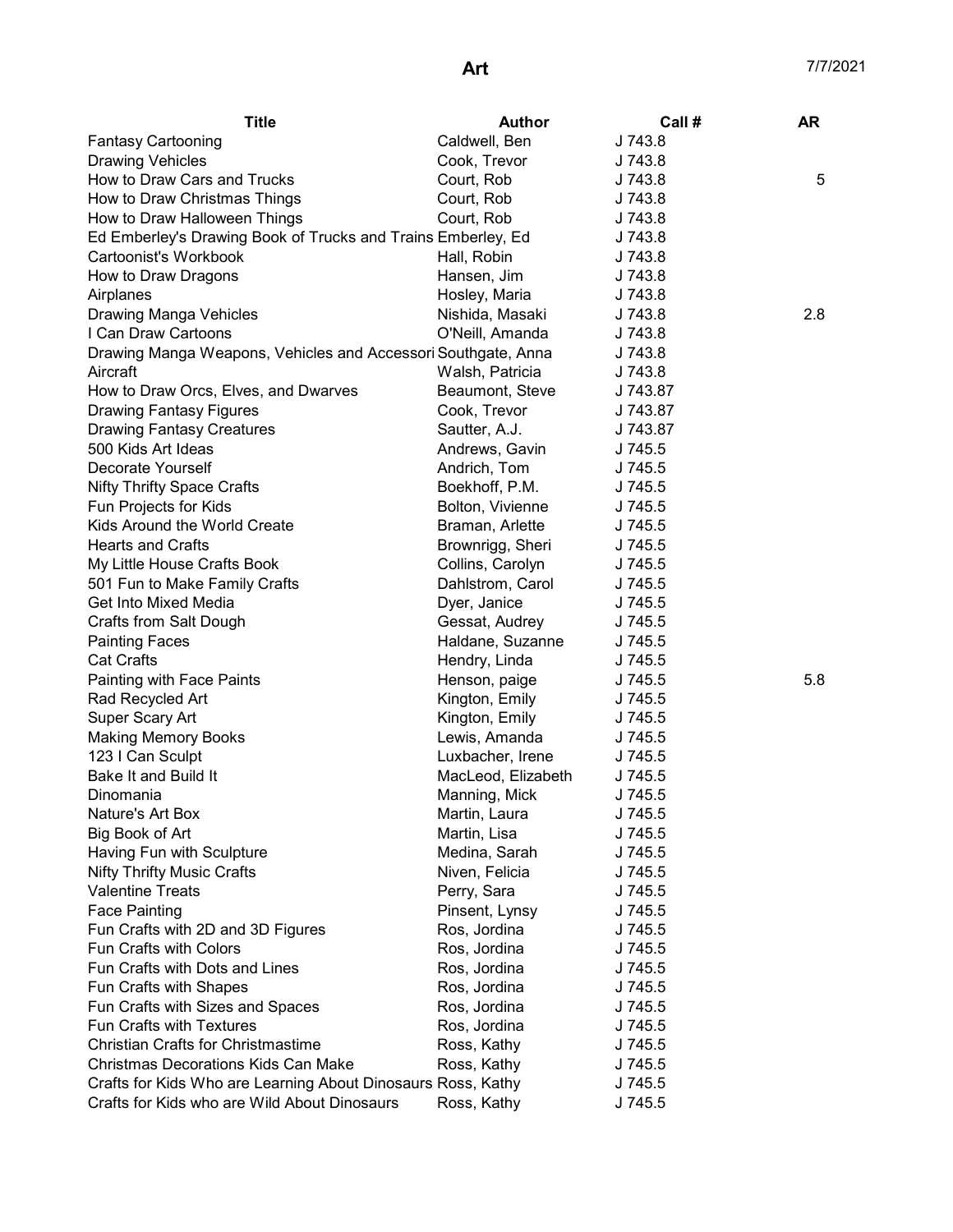# Art

7/7/2021

| Title | Author | Call # | AR |
|---|---|---|---|
| Fantasy Cartooning | Caldwell, Ben | J 743.8 | |
| Drawing Vehicles | Cook, Trevor | J 743.8 | |
| How to Draw Cars and Trucks | Court, Rob | J 743.8 | 5 |
| How to Draw Christmas Things | Court, Rob | J 743.8 | |
| How to Draw Halloween Things | Court, Rob | J 743.8 | |
| Ed Emberley's Drawing Book of Trucks and Trains | Emberley, Ed | J 743.8 | |
| Cartoonist's Workbook | Hall, Robin | J 743.8 | |
| How to Draw Dragons | Hansen, Jim | J 743.8 | |
| Airplanes | Hosley, Maria | J 743.8 | |
| Drawing Manga Vehicles | Nishida, Masaki | J 743.8 | 2.8 |
| I Can Draw Cartoons | O'Neill, Amanda | J 743.8 | |
| Drawing Manga Weapons, Vehicles and Accessori | Southgate, Anna | J 743.8 | |
| Aircraft | Walsh, Patricia | J 743.8 | |
| How to Draw Orcs, Elves, and Dwarves | Beaumont, Steve | J 743.87 | |
| Drawing Fantasy Figures | Cook, Trevor | J 743.87 | |
| Drawing Fantasy Creatures | Sautter, A.J. | J 743.87 | |
| 500 Kids Art Ideas | Andrews, Gavin | J 745.5 | |
| Decorate Yourself | Andrich, Tom | J 745.5 | |
| Nifty Thrifty Space Crafts | Boekhoff, P.M. | J 745.5 | |
| Fun Projects for Kids | Bolton, Vivienne | J 745.5 | |
| Kids Around the World Create | Braman, Arlette | J 745.5 | |
| Hearts and Crafts | Brownrigg, Sheri | J 745.5 | |
| My Little House Crafts Book | Collins, Carolyn | J 745.5 | |
| 501 Fun to Make Family Crafts | Dahlstrom, Carol | J 745.5 | |
| Get Into Mixed Media | Dyer, Janice | J 745.5 | |
| Crafts from Salt Dough | Gessat, Audrey | J 745.5 | |
| Painting Faces | Haldane, Suzanne | J 745.5 | |
| Cat Crafts | Hendry, Linda | J 745.5 | |
| Painting with Face Paints | Henson, paige | J 745.5 | 5.8 |
| Rad Recycled Art | Kington, Emily | J 745.5 | |
| Super Scary Art | Kington, Emily | J 745.5 | |
| Making Memory Books | Lewis, Amanda | J 745.5 | |
| 123 I Can Sculpt | Luxbacher, Irene | J 745.5 | |
| Bake It and Build It | MacLeod, Elizabeth | J 745.5 | |
| Dinomania | Manning, Mick | J 745.5 | |
| Nature's Art Box | Martin, Laura | J 745.5 | |
| Big Book of Art | Martin, Lisa | J 745.5 | |
| Having Fun with Sculpture | Medina, Sarah | J 745.5 | |
| Nifty Thrifty Music Crafts | Niven, Felicia | J 745.5 | |
| Valentine Treats | Perry, Sara | J 745.5 | |
| Face Painting | Pinsent, Lynsy | J 745.5 | |
| Fun Crafts with 2D and 3D Figures | Ros, Jordina | J 745.5 | |
| Fun Crafts with Colors | Ros, Jordina | J 745.5 | |
| Fun Crafts with Dots and Lines | Ros, Jordina | J 745.5 | |
| Fun Crafts with Shapes | Ros, Jordina | J 745.5 | |
| Fun Crafts with Sizes and Spaces | Ros, Jordina | J 745.5 | |
| Fun Crafts with Textures | Ros, Jordina | J 745.5 | |
| Christian Crafts for Christmastime | Ross, Kathy | J 745.5 | |
| Christmas Decorations Kids Can Make | Ross, Kathy | J 745.5 | |
| Crafts for Kids Who are Learning About Dinosaurs | Ross, Kathy | J 745.5 | |
| Crafts for Kids who are Wild About Dinosaurs | Ross, Kathy | J 745.5 | |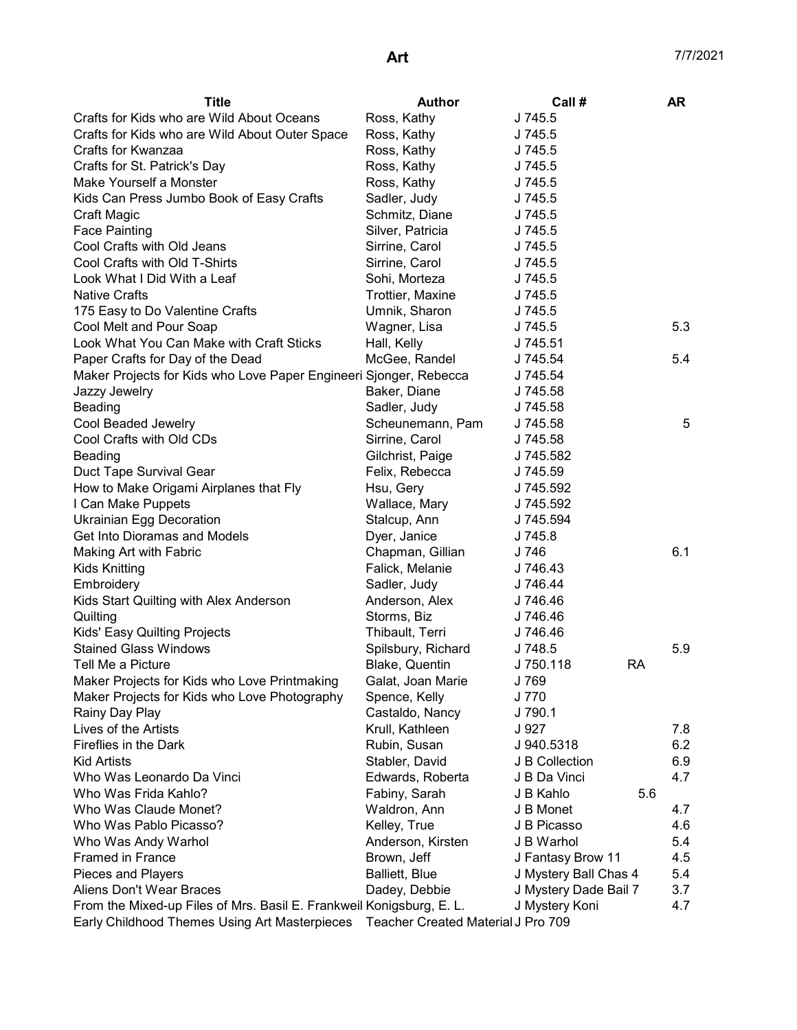# Art

7/7/2021

| Title | Author | Call # | AR |
|---|---|---|---|
| Crafts for Kids who are Wild About Oceans | Ross, Kathy | J 745.5 | |
| Crafts for Kids who are Wild About Outer Space | Ross, Kathy | J 745.5 | |
| Crafts for Kwanzaa | Ross, Kathy | J 745.5 | |
| Crafts for St. Patrick's Day | Ross, Kathy | J 745.5 | |
| Make Yourself a Monster | Ross, Kathy | J 745.5 | |
| Kids Can Press Jumbo Book of Easy Crafts | Sadler, Judy | J 745.5 | |
| Craft Magic | Schmitz, Diane | J 745.5 | |
| Face Painting | Silver, Patricia | J 745.5 | |
| Cool Crafts with Old Jeans | Sirrine, Carol | J 745.5 | |
| Cool Crafts with Old T-Shirts | Sirrine, Carol | J 745.5 | |
| Look What I Did With a Leaf | Sohi, Morteza | J 745.5 | |
| Native Crafts | Trottier, Maxine | J 745.5 | |
| 175 Easy to Do Valentine Crafts | Umnik, Sharon | J 745.5 | |
| Cool Melt and Pour Soap | Wagner, Lisa | J 745.5 | 5.3 |
| Look What You Can Make with Craft Sticks | Hall, Kelly | J 745.51 | |
| Paper Crafts for Day of the Dead | McGee, Randel | J 745.54 | 5.4 |
| Maker Projects for Kids who Love Paper Engineeri | Sjonger, Rebecca | J 745.54 | |
| Jazzy Jewelry | Baker, Diane | J 745.58 | |
| Beading | Sadler, Judy | J 745.58 | |
| Cool Beaded Jewelry | Scheunemann, Pam | J 745.58 | 5 |
| Cool Crafts with Old CDs | Sirrine, Carol | J 745.58 | |
| Beading | Gilchrist, Paige | J 745.582 | |
| Duct Tape Survival Gear | Felix, Rebecca | J 745.59 | |
| How to Make Origami Airplanes that Fly | Hsu, Gery | J 745.592 | |
| I Can Make Puppets | Wallace, Mary | J 745.592 | |
| Ukrainian Egg Decoration | Stalcup, Ann | J 745.594 | |
| Get Into Dioramas and Models | Dyer, Janice | J 745.8 | |
| Making Art with Fabric | Chapman, Gillian | J 746 | 6.1 |
| Kids Knitting | Falick, Melanie | J 746.43 | |
| Embroidery | Sadler, Judy | J 746.44 | |
| Kids Start Quilting with Alex Anderson | Anderson, Alex | J 746.46 | |
| Quilting | Storms, Biz | J 746.46 | |
| Kids' Easy Quilting Projects | Thibault, Terri | J 746.46 | |
| Stained Glass Windows | Spilsbury, Richard | J 748.5 | 5.9 |
| Tell Me a Picture | Blake, Quentin | J 750.118 RA | |
| Maker Projects for Kids who Love Printmaking | Galat, Joan Marie | J 769 | |
| Maker Projects for Kids who Love Photography | Spence, Kelly | J 770 | |
| Rainy Day Play | Castaldo, Nancy | J 790.1 | |
| Lives of the Artists | Krull, Kathleen | J 927 | 7.8 |
| Fireflies in the Dark | Rubin, Susan | J 940.5318 | 6.2 |
| Kid Artists | Stabler, David | J B Collection | 6.9 |
| Who Was Leonardo Da Vinci | Edwards, Roberta | J B Da Vinci | 4.7 |
| Who Was Frida Kahlo? | Fabiny, Sarah | J B Kahlo | 5.6 |
| Who Was Claude Monet? | Waldron, Ann | J B Monet | 4.7 |
| Who Was Pablo Picasso? | Kelley, True | J B Picasso | 4.6 |
| Who Was Andy Warhol | Anderson, Kirsten | J B Warhol | 5.4 |
| Framed in France | Brown, Jeff | J Fantasy Brow 11 | 4.5 |
| Pieces and Players | Balliett, Blue | J Mystery Ball Chas 4 | 5.4 |
| Aliens Don't Wear Braces | Dadey, Debbie | J Mystery Dade Bail 7 | 3.7 |
| From the Mixed-up Files of Mrs. Basil E. Frankweil | Konigsburg, E. L. | J Mystery Koni | 4.7 |
| Early Childhood Themes Using Art Masterpieces | Teacher Created Material | J Pro 709 | |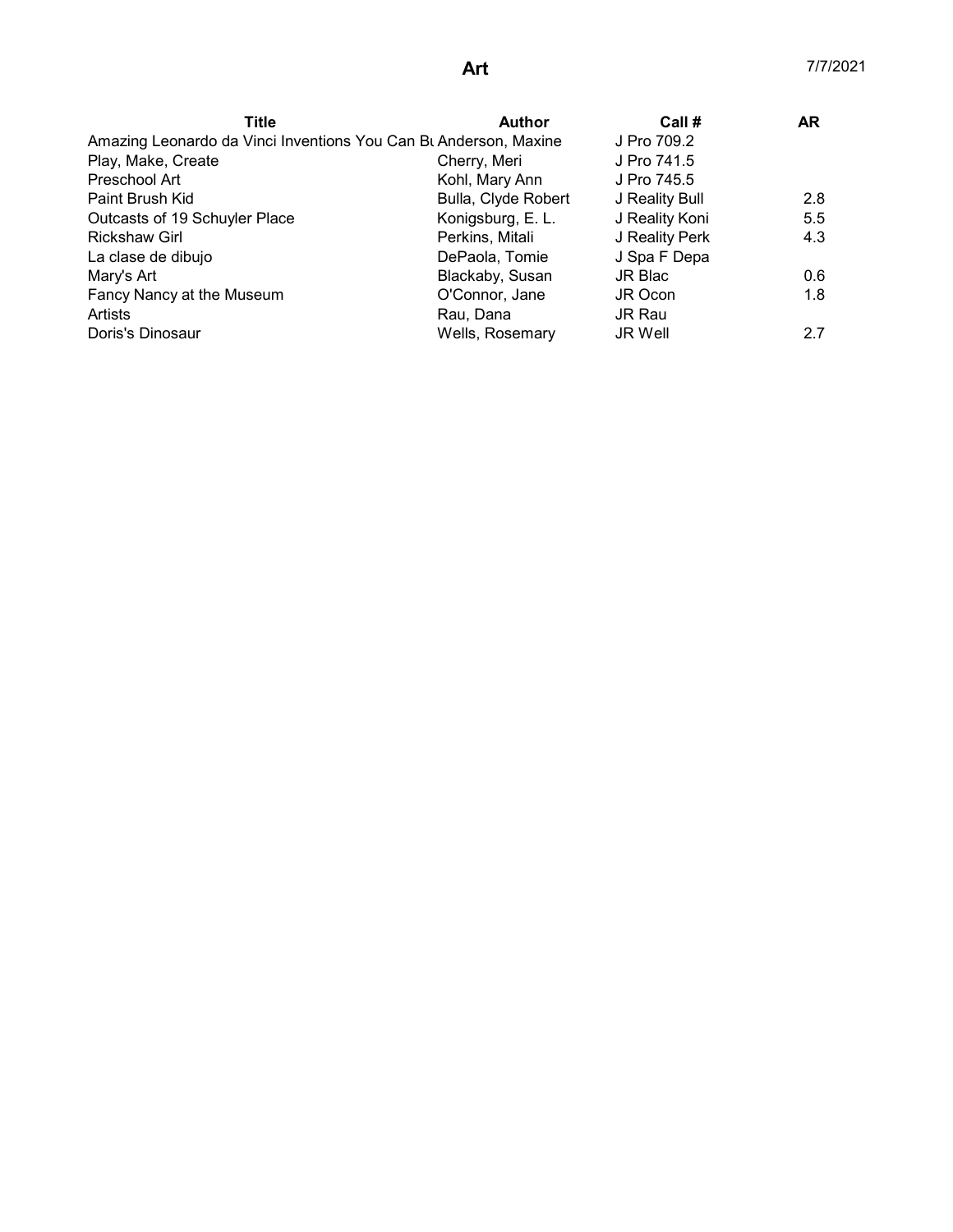# Art

7/7/2021

| Title | Author | Call # | AR |
|---|---|---|---|
| Amazing Leonardo da Vinci Inventions You Can Bu | Anderson, Maxine | J Pro 709.2 | |
| Play, Make, Create | Cherry, Meri | J Pro 741.5 | |
| Preschool Art | Kohl, Mary Ann | J Pro 745.5 | |
| Paint Brush Kid | Bulla, Clyde Robert | J Reality Bull | 2.8 |
| Outcasts of 19 Schuyler Place | Konigsburg, E. L. | J Reality Koni | 5.5 |
| Rickshaw Girl | Perkins, Mitali | J Reality Perk | 4.3 |
| La clase de dibujo | DePaola, Tomie | J Spa F Depa | |
| Mary's Art | Blackaby, Susan | JR Blac | 0.6 |
| Fancy Nancy at the Museum | O'Connor, Jane | JR Ocon | 1.8 |
| Artists | Rau, Dana | JR Rau | |
| Doris's Dinosaur | Wells, Rosemary | JR Well | 2.7 |